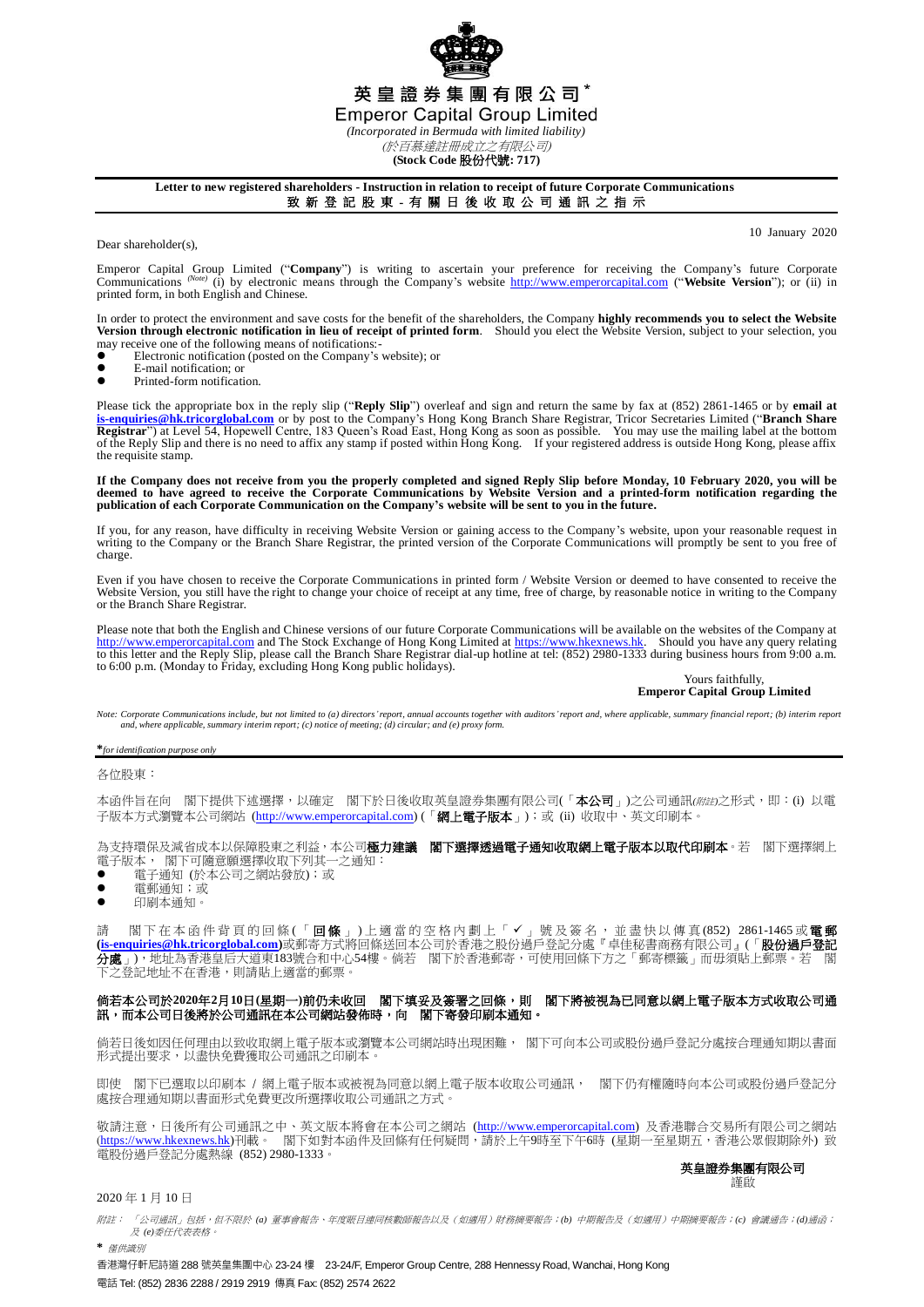# 英皇證券集團有限公司*

# Emperor Capital Group Limited

*(Incorporated in Bermuda with limited liability)*

*(於百慕達註冊成立之有限公司)*

**(Stock Code 股份代號: 717)**

**Letter to new registered shareholders - Instruction in relation to receipt of future Corporate Communications**

**致新登記股東 - 有關日後收取公司通訊之指示**

10 January 2020

Dear shareholder(s),

Emperor Capital Group Limited ("**Company**") is writing to ascertain your preference for receiving the Company's future Corporate Communications *(Note)* (i) by electronic means through the Company's website http://www.emperorcapital.com ("**Website Version**"); or (ii) in printed form, in both English and Chinese.

In order to protect the environment and save costs for the benefit of the shareholders, the Company **highly recommends you to select the Website Version through electronic notification in lieu of receipt of printed form**. Should you elect the Website Version, subject to your selection, you may receive one of the following means of notifications:-

- Electronic notification (posted on the Company's website); or
- E-mail notification; or
- Printed-form notification.

Please tick the appropriate box in the reply slip ("**Reply Slip**") overleaf and sign and return the same by fax at (852) 2861-1465 or by **email at is-enquiries@hk.tricorglobal.com** or by post to the Company's Hong Kong Branch Share Registrar, Tricor Secretaries Limited ("**Branch Share Registrar**") at Level 54, Hopewell Centre, 183 Queen's Road East, Hong Kong as soon as possible. You may use the mailing label at the bottom of the Reply Slip and there is no need to affix any stamp if posted within Hong Kong. If your registered address is outside Hong Kong, please affix the requisite stamp.

**If the Company does not receive from you the properly completed and signed Reply Slip before Monday, 10 February 2020, you will be deemed to have agreed to receive the Corporate Communications by Website Version and a printed-form notification regarding the publication of each Corporate Communication on the Company's website will be sent to you in the future.**

If you, for any reason, have difficulty in receiving Website Version or gaining access to the Company's website, upon your reasonable request in writing to the Company or the Branch Share Registrar, the printed version of the Corporate Communications will promptly be sent to you free of charge.

Even if you have chosen to receive the Corporate Communications in printed form / Website Version or deemed to have consented to receive the Website Version, you still have the right to change your choice of receipt at any time, free of charge, by reasonable notice in writing to the Company or the Branch Share Registrar.

Please note that both the English and Chinese versions of our future Corporate Communications will be available on the websites of the Company at http://www.emperorcapital.com and The Stock Exchange of Hong Kong Limited at https://www.hkexnews.hk. Should you have any query relating to this letter and the Reply Slip, please call the Branch Share Registrar dial-up hotline at tel: (852) 2980-1333 during business hours from 9:00 a.m. to 6:00 p.m. (Monday to Friday, excluding Hong Kong public holidays).

Yours faithfully,
**Emperor Capital Group Limited**

*Note: Corporate Communications include, but not limited to (a) directors' report, annual accounts together with auditors' report and, where applicable, summary financial report; (b) interim report and, where applicable, summary interim report; (c) notice of meeting; (d) circular; and (e) proxy form.*

*\*for identification purpose only*

---

各位股東：

本函件旨在向 閣下提供下述選擇，以確定 閣下於日後收取英皇證券集團有限公司(「**本公司**」)之公司通訊*(附註)*之形式，即：(i) 以電子版本方式瀏覽本公司網站 (http://www.emperorcapital.com) (「**網上電子版本**」)；或 (ii) 收取中、英文印刷本。

為支持環保及減省成本以保障股東之利益，本公司**極力建議 閣下選擇透過電子通知收取網上電子版本以取代印刷本**。若 閣下選擇網上電子版本， 閣下可隨意願選擇收取下列其一之通知：

- 電子通知 (於本公司之網站發放)；或
- 電郵通知；或
- 印刷本通知。

請 閣下在本函件背頁的回條(「**回條**」)上適當的空格內劃上「✓」號及簽名，並盡快以傳真(852) 2861-1465或**電郵(is-enquiries@hk.tricorglobal.com)**或郵寄方式將回條送回本公司於香港之股份過戶登記分處『卓佳秘書商務有限公司』(「**股份過戶登記分處**」)，地址為香港皇后大道東183號合和中心54樓。倘若 閣下於香港郵寄，可使用回條下方之「郵寄標籤」而毋須貼上郵票。若 閣下之登記地址不在香港，則請貼上適當的郵票。

**倘若本公司於2020年2月10日(星期一)前仍未收回 閣下填妥及簽署之回條，則 閣下將被視為已同意以網上電子版本方式收取公司通訊，而本公司日後將於公司通訊在本公司網站發佈時，向 閣下寄發印刷本通知。**

倘若日後如因任何理由以致收取網上電子版本或瀏覽本公司網站時出現困難， 閣下可向本公司或股份過戶登記分處按合理通知期以書面形式提出要求，以盡快免費獲取公司通訊之印刷本。

即使 閣下已選取以印刷本 / 網上電子版本或被視為同意以網上電子版本收取公司通訊， 閣下仍有權隨時向本公司或股份過戶登記分處按合理通知期以書面形式免費更改所選擇收取公司通訊之方式。

敬請注意，日後所有公司通訊之中、英文版本將會在本公司之網站 (http://www.emperorcapital.com) 及香港聯合交易所有限公司之網站 (https://www.hkexnews.hk)刊載。 閣下如對本函件及回條有任何疑問，請於上午9時至下午6時 (星期一至星期五，香港公眾假期除外) 致電股份過戶登記分處熱線 (852) 2980-1333。

**英皇證券集團有限公司**
謹啟

2020 年 1 月 10 日

*附註： 「公司通訊」包括，但不限於 (a) 董事會報告、年度賬目連同核數師報告以及（如適用）財務摘要報告；(b) 中期報告及（如適用）中期摘要報告；(c) 會議通告；(d)通函；及 (e)委任代表表格。*

*\* 僅供識別*

香港灣仔軒尼詩道 288 號英皇集團中心 23-24 樓 23-24/F, Emperor Group Centre, 288 Hennessy Road, Wanchai, Hong Kong

電話 Tel: (852) 2836 2288 / 2919 2919 傳真 Fax: (852) 2574 2622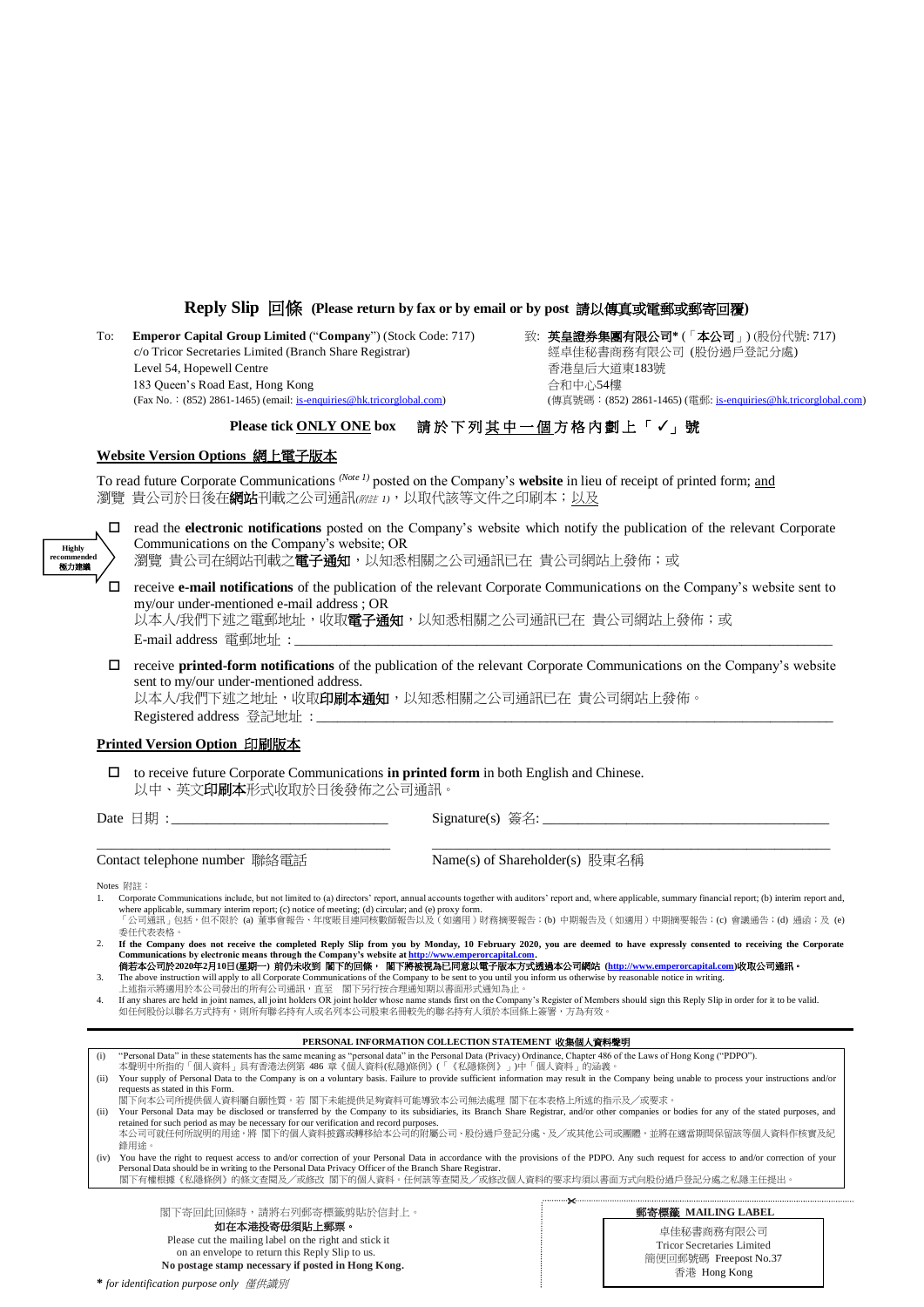## Reply Slip 回條 (Please return by fax or by email or by post 請以傳真或電郵或郵寄回覆)

To: **Emperor Capital Group Limited** ("**Company**") (Stock Code: 717)
c/o Tricor Secretaries Limited (Branch Share Registrar)
Level 54, Hopewell Centre
183 Queen's Road East, Hong Kong
(Fax No.：(852) 2861-1465) (email: is-enquiries@hk.tricorglobal.com)

致: **英皇證券集團有限公司***（「**本公司**」）(股份代號: 717)
經卓佳秘書商務有限公司 (股份過戶登記分處)
香港皇后大道東183號
合和中心54樓
(傳真號碼：(852) 2861-1465) (電郵: is-enquiries@hk.tricorglobal.com)

**Please tick ONLY ONE box** 請於下列其中一個方格內劃上「✓」號

**Website Version Options 網上電子版本**

To read future Corporate Communications [(Note 1)] posted on the Company's **website** in lieu of receipt of printed form; and
瀏覽 貴公司於日後在**網站**刊載之公司通訊*(附註 1)*，以取代該等文件之印刷本；以及

Highly recommended 極力建議

☐ read the **electronic notifications** posted on the Company's website which notify the publication of the relevant Corporate Communications on the Company's website; OR
瀏覽 貴公司在網站刊載之**電子通知**，以知悉相關之公司通訊已在 貴公司網站上發佈；或

☐ receive **e-mail notifications** of the publication of the relevant Corporate Communications on the Company's website sent to my/our under-mentioned e-mail address ; OR
以本人/我們下述之電郵地址，收取**電子通知**，以知悉相關之公司通訊已在 貴公司網站上發佈；或
E-mail address 電郵地址：\_\_\_\_\_\_\_\_\_\_\_\_\_\_\_\_\_\_\_\_\_\_\_\_\_\_\_\_

☐ receive **printed-form notifications** of the publication of the relevant Corporate Communications on the Company's website sent to my/our under-mentioned address.
以本人/我們下述之地址，收取**印刷本通知**，以知悉相關之公司通訊已在 貴公司網站上發佈。
Registered address 登記地址：\_\_\_\_\_\_\_\_\_\_\_\_\_\_\_\_\_\_\_\_\_\_\_\_\_\_\_\_

**Printed Version Option 印刷版本**

☐ to receive future Corporate Communications **in printed form** in both English and Chinese.
以中、英文**印刷本**形式收取於日後發佈之公司通訊。

Date 日期：\_\_\_\_\_\_\_\_\_\_\_\_\_\_\_\_\_\_\_\_ Signature(s) 簽名: \_\_\_\_\_\_\_\_\_\_\_\_\_\_\_\_\_\_\_\_

\_\_\_\_\_\_\_\_\_\_\_\_\_\_\_\_\_\_\_\_ \_\_\_\_\_\_\_\_\_\_\_\_\_\_\_\_\_\_\_\_

Contact telephone number 聯絡電話 Name(s) of Shareholder(s) 股東名稱

Notes 附註：

1. Corporate Communications include, but not limited to (a) directors' report, annual accounts together with auditors' report and, where applicable, summary financial report; (b) interim report and, where applicable, summary interim report; (c) notice of meeting; (d) circular; and (e) proxy form.
「公司通訊」包括，但不限於 (a) 董事會報告、年度賬目連同核數師報告以及（如適用）財務摘要報告；(b) 中期報告及（如適用）中期摘要報告；(c) 會議通告；(d) 通函；及 (e) 委任代表表格。
2. **If the Company does not receive the completed Reply Slip from you by Monday, 10 February 2020, you are deemed to have expressly consented to receiving the Corporate Communications by electronic means through the Company's website at http://www.emperorcapital.com.**
**倘若本公司於2020年2月10日(星期一) 前仍未收到 閣下的回條， 閣下將被視為已同意以電子版本方式透過本公司網站 (http://www.emperorcapital.com)收取公司通訊。**
3. The above instruction will apply to all Corporate Communications of the Company to be sent to you until you inform us otherwise by reasonable notice in writing.
上述指示將適用於本公司發出的所有公司通訊，直至 閣下另行按合理通知期以書面形式通知為止。
4. If any shares are held in joint names, all joint holders OR joint holder whose name stands first on the Company's Register of Members should sign this Reply Slip in order for it to be valid.
如任何股份以聯名方式持有，則所有聯名持有人或名列本公司股東名冊較先的聯名持有人須於本回條上簽署，方為有效。

**PERSONAL INFORMATION COLLECTION STATEMENT 收集個人資料聲明**

(i) "Personal Data" in these statements has the same meaning as "personal data" in the Personal Data (Privacy) Ordinance, Chapter 486 of the Laws of Hong Kong ("PDPO").
本聲明中所指的「個人資料」具有香港法例第 486 章《個人資料(私隱)條例》(「《私隱條例》」)中「個人資料」的涵義。
(ii) Your supply of Personal Data to the Company is on a voluntary basis. Failure to provide sufficient information may result in the Company being unable to process your instructions and/or requests as stated in this Form.
閣下向本公司所提供個人資料屬自願性質。若 閣下未能提供足夠資料可能導致本公司無法處理 閣下在本表格上所述的指示及／或要求。
(ii) Your Personal Data may be disclosed or transferred by the Company to its subsidiaries, its Branch Share Registrar, and/or other companies or bodies for any of the stated purposes, and retained for such period as may be necessary for our verification and record purposes.
本公司可就任何所說明的用途，將 閣下的個人資料披露或轉移給本公司的附屬公司、股份過戶登記分處、及／或其他公司或團體，並將在適當期間保留該等個人資料作核實及紀錄用途。
(iv) You have the right to request access to and/or correction of your Personal Data in accordance with the provisions of the PDPO. Any such request for access to and/or correction of your Personal Data should be in writing to the Personal Data Privacy Officer of the Branch Share Registrar.
閣下有權根據《私隱條例》的條文查閱及／或修改 閣下的個人資料，任何該等查閱及／或修改個人資料的要求均須以書面方式向股份過戶登記分處之私隱主任提出。

閣下寄回此回條時，請將右列郵寄標籤剪貼於信封上。
**如在本港投寄毋須貼上郵票。**
Please cut the mailing label on the right and stick it on an envelope to return this Reply Slip to us.
**No postage stamp necessary if posted in Hong Kong.**

**郵寄標籤 MAILING LABEL**

卓佳秘書商務有限公司
Tricor Secretaries Limited
簡便回郵號碼 Freepost No.37
香港 Hong Kong

*** *for identification purpose only 僅供識別*